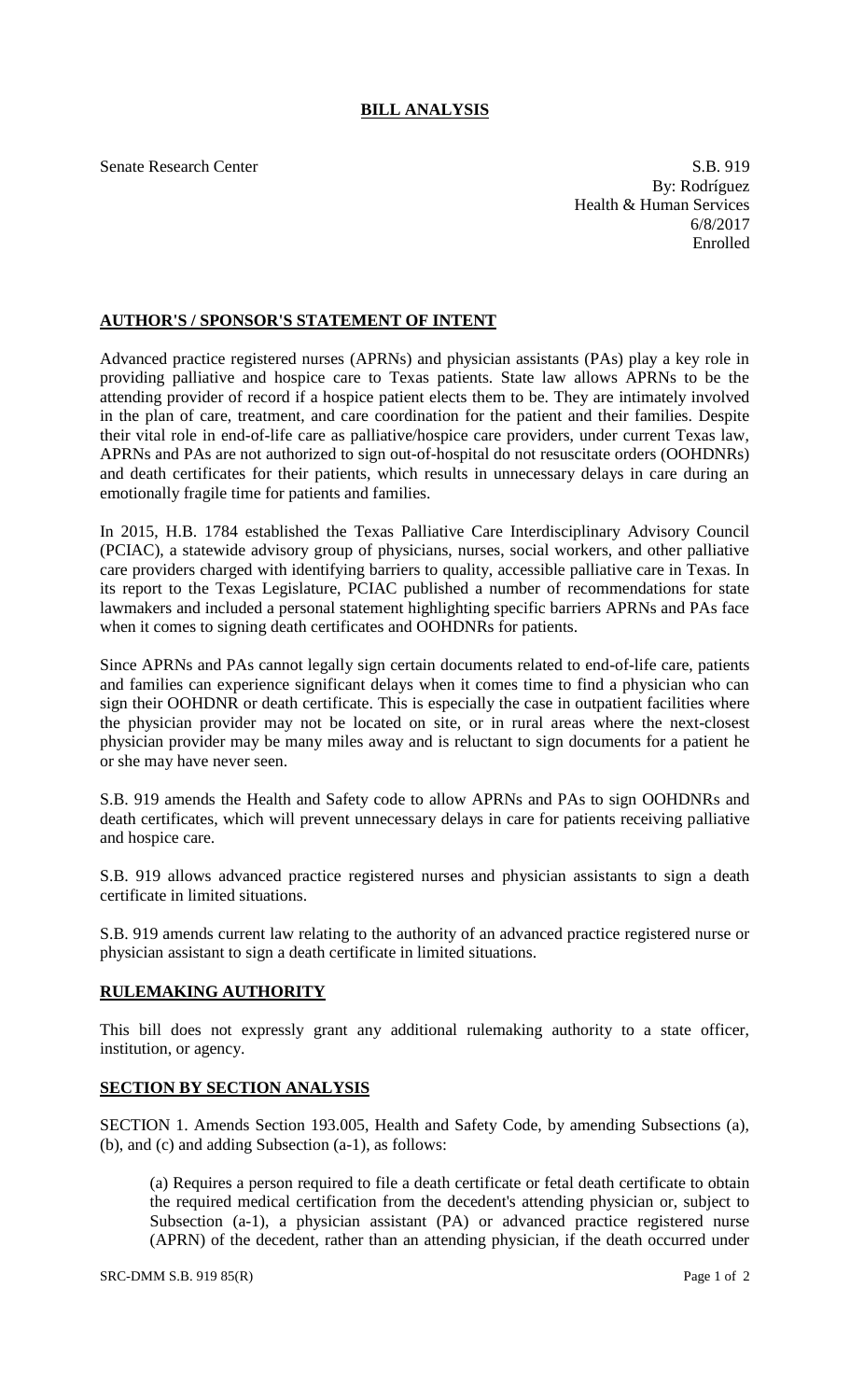# BILL ANALYSIS

Senate Research Center

S.B. 919
By: Rodríguez
Health & Human Services
6/8/2017
Enrolled

## AUTHOR'S / SPONSOR'S STATEMENT OF INTENT

Advanced practice registered nurses (APRNs) and physician assistants (PAs) play a key role in providing palliative and hospice care to Texas patients. State law allows APRNs to be the attending provider of record if a hospice patient elects them to be. They are intimately involved in the plan of care, treatment, and care coordination for the patient and their families. Despite their vital role in end-of-life care as palliative/hospice care providers, under current Texas law, APRNs and PAs are not authorized to sign out-of-hospital do not resuscitate orders (OOHDNRs) and death certificates for their patients, which results in unnecessary delays in care during an emotionally fragile time for patients and families.

In 2015, H.B. 1784 established the Texas Palliative Care Interdisciplinary Advisory Council (PCIAC), a statewide advisory group of physicians, nurses, social workers, and other palliative care providers charged with identifying barriers to quality, accessible palliative care in Texas. In its report to the Texas Legislature, PCIAC published a number of recommendations for state lawmakers and included a personal statement highlighting specific barriers APRNs and PAs face when it comes to signing death certificates and OOHDNRs for patients.

Since APRNs and PAs cannot legally sign certain documents related to end-of-life care, patients and families can experience significant delays when it comes time to find a physician who can sign their OOHDNR or death certificate. This is especially the case in outpatient facilities where the physician provider may not be located on site, or in rural areas where the next-closest physician provider may be many miles away and is reluctant to sign documents for a patient he or she may have never seen.

S.B. 919 amends the Health and Safety code to allow APRNs and PAs to sign OOHDNRs and death certificates, which will prevent unnecessary delays in care for patients receiving palliative and hospice care.

S.B. 919 allows advanced practice registered nurses and physician assistants to sign a death certificate in limited situations.

S.B. 919 amends current law relating to the authority of an advanced practice registered nurse or physician assistant to sign a death certificate in limited situations.

## RULEMAKING AUTHORITY

This bill does not expressly grant any additional rulemaking authority to a state officer, institution, or agency.

## SECTION BY SECTION ANALYSIS

SECTION 1. Amends Section 193.005, Health and Safety Code, by amending Subsections (a), (b), and (c) and adding Subsection (a-1), as follows:

(a) Requires a person required to file a death certificate or fetal death certificate to obtain the required medical certification from the decedent's attending physician or, subject to Subsection (a-1), a physician assistant (PA) or advanced practice registered nurse (APRN) of the decedent, rather than an attending physician, if the death occurred under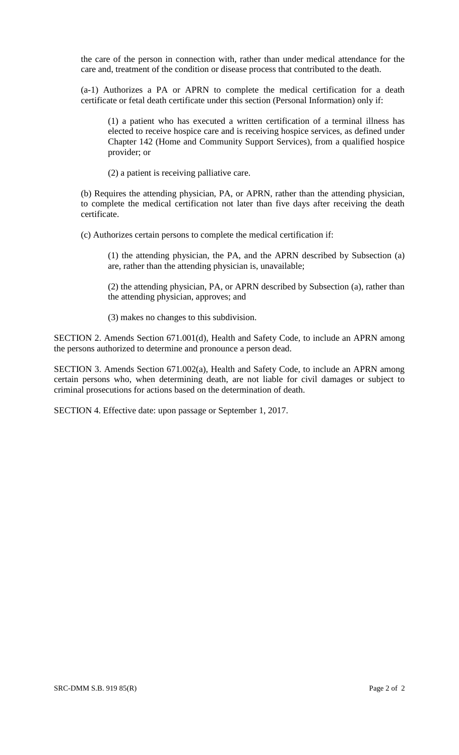the care of the person in connection with, rather than under medical attendance for the care and, treatment of the condition or disease process that contributed to the death.

(a-1) Authorizes a PA or APRN to complete the medical certification for a death certificate or fetal death certificate under this section (Personal Information) only if:

> (1) a patient who has executed a written certification of a terminal illness has elected to receive hospice care and is receiving hospice services, as defined under Chapter 142 (Home and Community Support Services), from a qualified hospice provider; or
>
> (2) a patient is receiving palliative care.

(b) Requires the attending physician, PA, or APRN, rather than the attending physician, to complete the medical certification not later than five days after receiving the death certificate.

(c) Authorizes certain persons to complete the medical certification if:

> (1) the attending physician, the PA, and the APRN described by Subsection (a) are, rather than the attending physician is, unavailable;
>
> (2) the attending physician, PA, or APRN described by Subsection (a), rather than the attending physician, approves; and
>
> (3) makes no changes to this subdivision.

SECTION 2. Amends Section 671.001(d), Health and Safety Code, to include an APRN among the persons authorized to determine and pronounce a person dead.

SECTION 3. Amends Section 671.002(a), Health and Safety Code, to include an APRN among certain persons who, when determining death, are not liable for civil damages or subject to criminal prosecutions for actions based on the determination of death.

SECTION 4. Effective date: upon passage or September 1, 2017.